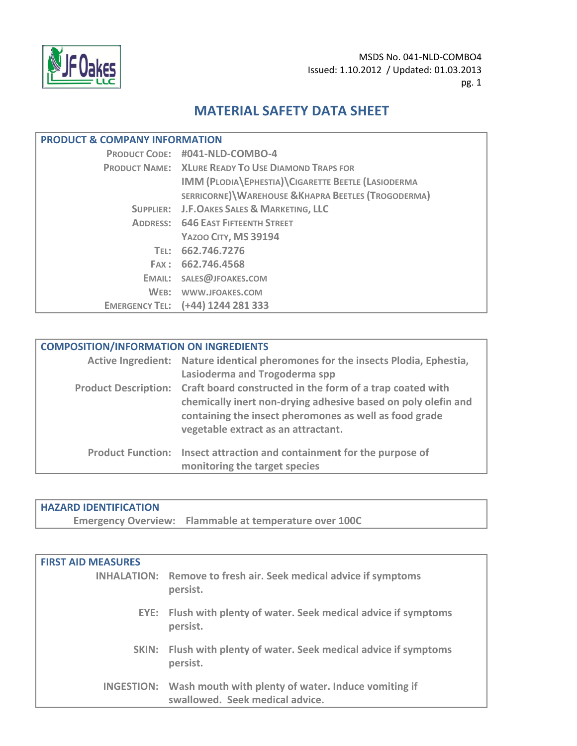MSDS No. 041-NLD-COMBO4
Issued: 1.10.2012 / Updated: 01.03.2013

# MATERIAL SAFETY DATA SHEET

## PRODUCT & COMPANY INFORMATION

| | |
|---|---|
| **Product Code:** | **#041-NLD-COMBO-4** |
| **Product Name:** | **XLure Ready To Use Diamond Traps for IMM (Plodia\Ephestia)\Cigarette Beetle (Lasioderma serricorne)\Warehouse &Khapra Beetles (Trogoderma)** |
| **Supplier:** | **J.F.Oakes Sales & Marketing, LLC** |
| **Address:** | **646 East Fifteenth Street Yazoo City, MS 39194** |
| **Tel:** | **662.746.7276** |
| **Fax :** | **662.746.4568** |
| **Email:** | **sales@jfoakes.com** |
| **Web:** | **www.jfoakes.com** |
| **Emergency Tel:** | **(+44) 1244 281 333** |

## COMPOSITION/INFORMATION ON INGREDIENTS

| | |
|---|---|
| **Active Ingredient:** | **Nature identical pheromones for the insects Plodia, Ephestia, Lasioderma and Trogoderma spp** |
| **Product Description:** | **Craft board constructed in the form of a trap coated with chemically inert non-drying adhesive based on poly olefin and containing the insect pheromones as well as food grade vegetable extract as an attractant.** |
| **Product Function:** | **Insect attraction and containment for the purpose of monitoring the target species** |

## HAZARD IDENTIFICATION

**Emergency Overview:** **Flammable at temperature over 100C**

## FIRST AID MEASURES

| | |
|---|---|
| **INHALATION:** | **Remove to fresh air. Seek medical advice if symptoms persist.** |
| **EYE:** | **Flush with plenty of water. Seek medical advice if symptoms persist.** |
| **SKIN:** | **Flush with plenty of water. Seek medical advice if symptoms persist.** |
| **INGESTION:** | **Wash mouth with plenty of water. Induce vomiting if swallowed. Seek medical advice.** |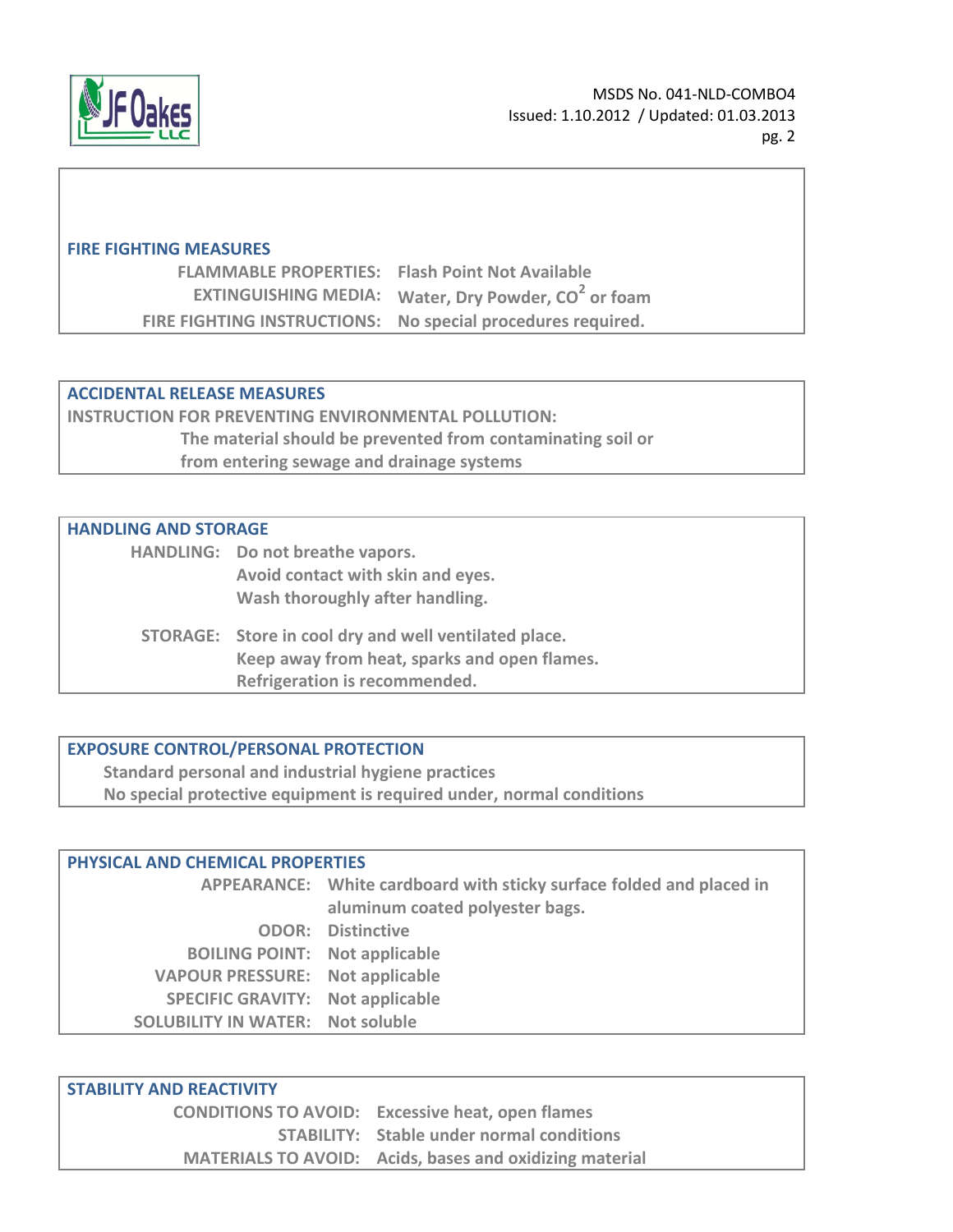## FIRE FIGHTING MEASURES

| | |
|---|---|
| **FLAMMABLE PROPERTIES:** | **Flash Point Not Available** |
| **EXTINGUISHING MEDIA:** | **Water, Dry Powder, $CO^2$ or foam** |
| **FIRE FIGHTING INSTRUCTIONS:** | **No special procedures required.** |

## ACCIDENTAL RELEASE MEASURES

**INSTRUCTION FOR PREVENTING ENVIRONMENTAL POLLUTION:**

**The material should be prevented from contaminating soil or from entering sewage and drainage systems**

## HANDLING AND STORAGE

**HANDLING:**
- **Do not breathe vapors.**
- **Avoid contact with skin and eyes.**
- **Wash thoroughly after handling.**

**STORAGE:**
- **Store in cool dry and well ventilated place.**
- **Keep away from heat, sparks and open flames.**
- **Refrigeration is recommended.**

## EXPOSURE CONTROL/PERSONAL PROTECTION

**Standard personal and industrial hygiene practices**

**No special protective equipment is required under, normal conditions**

## PHYSICAL AND CHEMICAL PROPERTIES

| | |
|---|---|
| **APPEARANCE:** | **White cardboard with sticky surface folded and placed in aluminum coated polyester bags.** |
| **ODOR:** | **Distinctive** |
| **BOILING POINT:** | **Not applicable** |
| **VAPOUR PRESSURE:** | **Not applicable** |
| **SPECIFIC GRAVITY:** | **Not applicable** |
| **SOLUBILITY IN WATER:** | **Not soluble** |

## STABILITY AND REACTIVITY

| | |
|---|---|
| **CONDITIONS TO AVOID:** | **Excessive heat, open flames** |
| **STABILITY:** | **Stable under normal conditions** |
| **MATERIALS TO AVOID:** | **Acids, bases and oxidizing material** |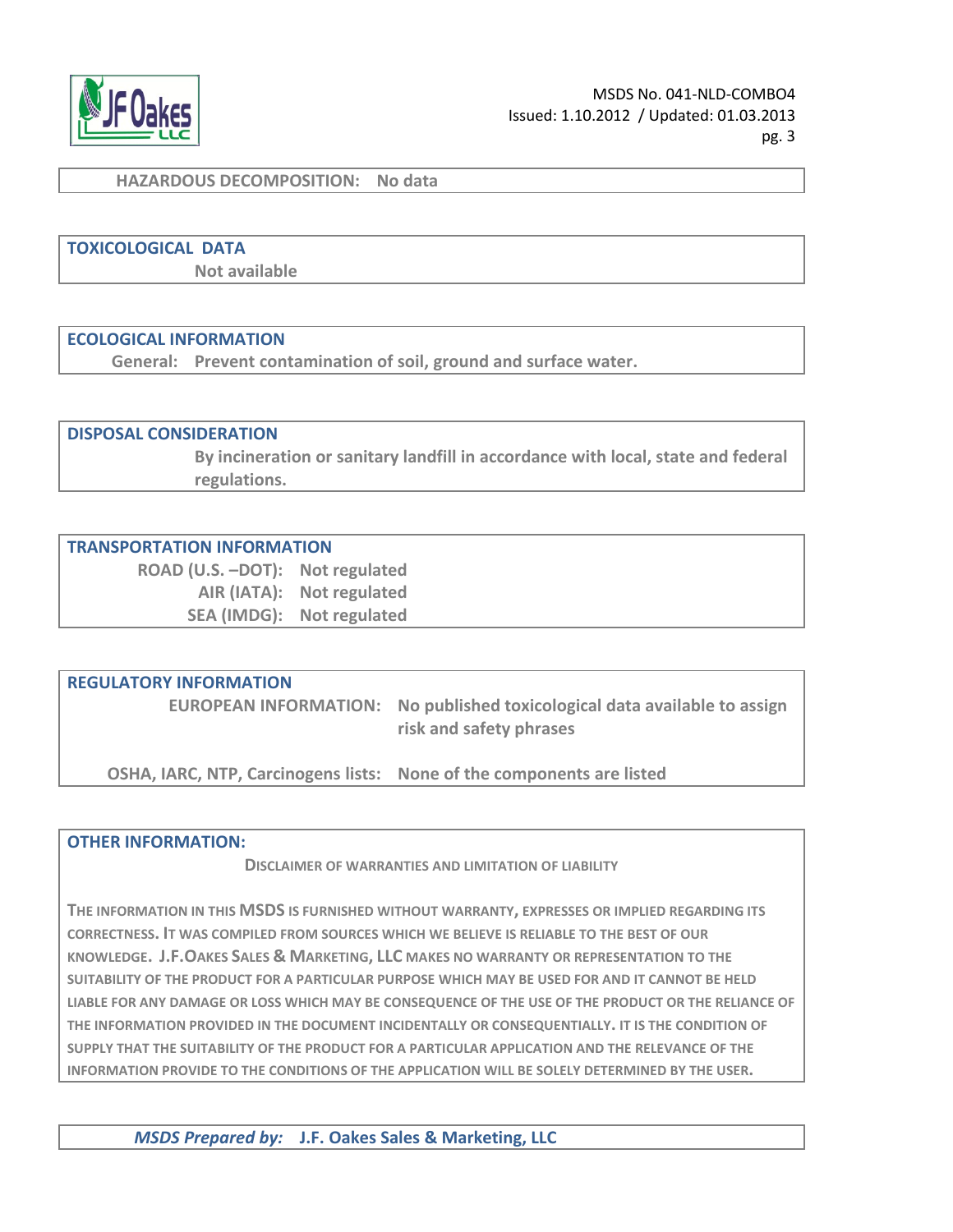**HAZARDOUS DECOMPOSITION:** No data

## TOXICOLOGICAL DATA

Not available

## ECOLOGICAL INFORMATION

**General:** Prevent contamination of soil, ground and surface water.

## DISPOSAL CONSIDERATION

By incineration or sanitary landfill in accordance with local, state and federal regulations.

## TRANSPORTATION INFORMATION

**ROAD (U.S. –DOT):** Not regulated
**AIR (IATA):** Not regulated
**SEA (IMDG):** Not regulated

## REGULATORY INFORMATION

**EUROPEAN INFORMATION:** No published toxicological data available to assign risk and safety phrases

**OSHA, IARC, NTP, Carcinogens lists:** None of the components are listed

## OTHER INFORMATION:

**DISCLAIMER OF WARRANTIES AND LIMITATION OF LIABILITY**

THE INFORMATION IN THIS MSDS IS FURNISHED WITHOUT WARRANTY, EXPRESSES OR IMPLIED REGARDING ITS CORRECTNESS. IT WAS COMPILED FROM SOURCES WHICH WE BELIEVE IS RELIABLE TO THE BEST OF OUR KNOWLEDGE. J.F.OAKES SALES & MARKETING, LLC MAKES NO WARRANTY OR REPRESENTATION TO THE SUITABILITY OF THE PRODUCT FOR A PARTICULAR PURPOSE WHICH MAY BE USED FOR AND IT CANNOT BE HELD LIABLE FOR ANY DAMAGE OR LOSS WHICH MAY BE CONSEQUENCE OF THE USE OF THE PRODUCT OR THE RELIANCE OF THE INFORMATION PROVIDED IN THE DOCUMENT INCIDENTALLY OR CONSEQUENTIALLY. IT IS THE CONDITION OF SUPPLY THAT THE SUITABILITY OF THE PRODUCT FOR A PARTICULAR APPLICATION AND THE RELEVANCE OF THE INFORMATION PROVIDE TO THE CONDITIONS OF THE APPLICATION WILL BE SOLELY DETERMINED BY THE USER.

***MSDS Prepared by:*** **J.F. Oakes Sales & Marketing, LLC**